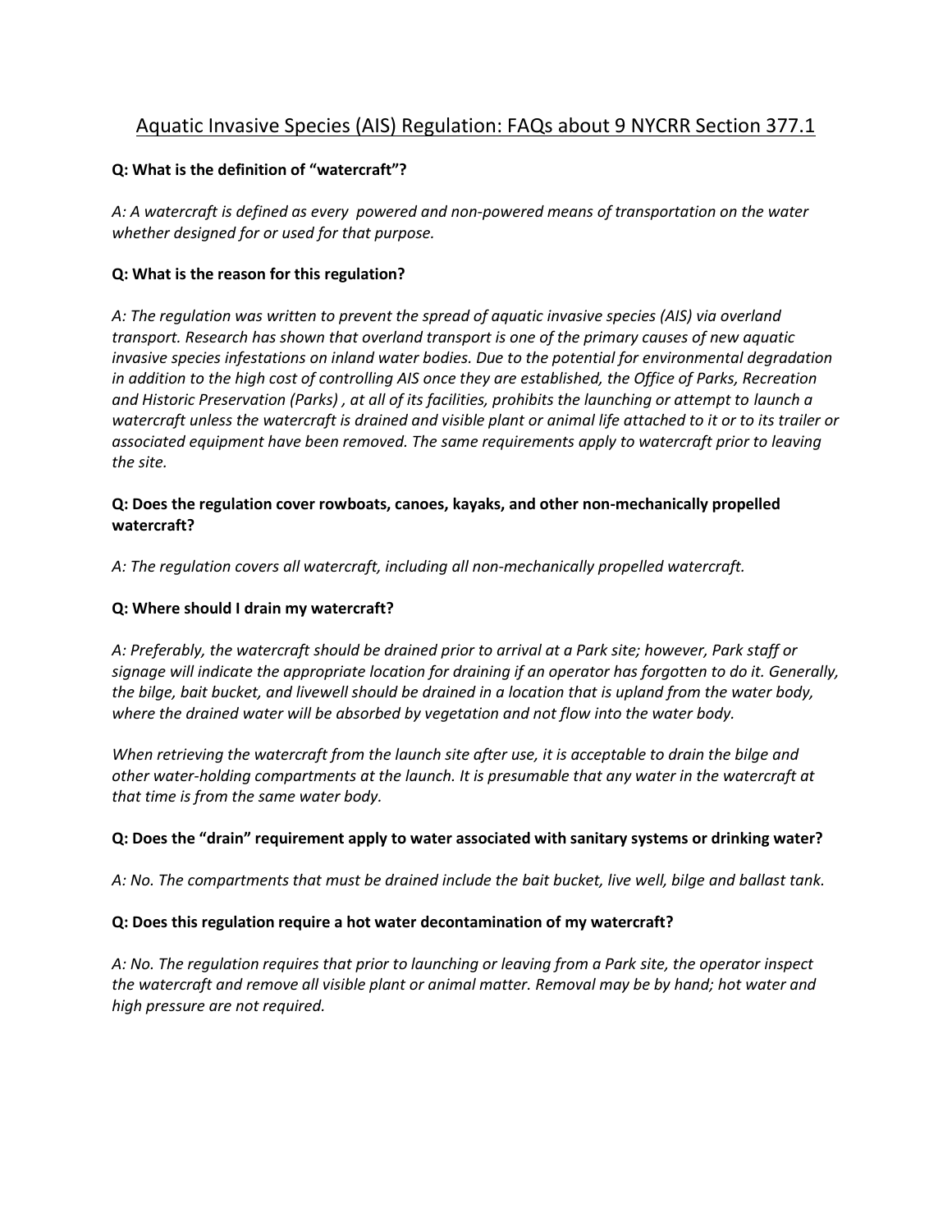# Aquatic Invasive Species (AIS) Regulation: FAQs about 9 NYCRR Section 377.1

**Q: What is the definition of "watercraft"?**

*A: A watercraft is defined as every powered and non-powered means of transportation on the water whether designed for or used for that purpose.*

**Q: What is the reason for this regulation?**

*A: The regulation was written to prevent the spread of aquatic invasive species (AIS) via overland transport. Research has shown that overland transport is one of the primary causes of new aquatic invasive species infestations on inland water bodies. Due to the potential for environmental degradation in addition to the high cost of controlling AIS once they are established, the Office of Parks, Recreation and Historic Preservation (Parks) , at all of its facilities, prohibits the launching or attempt to launch a watercraft unless the watercraft is drained and visible plant or animal life attached to it or to its trailer or associated equipment have been removed. The same requirements apply to watercraft prior to leaving the site.*

**Q: Does the regulation cover rowboats, canoes, kayaks, and other non-mechanically propelled watercraft?**

*A: The regulation covers all watercraft, including all non-mechanically propelled watercraft.*

**Q: Where should I drain my watercraft?**

*A: Preferably, the watercraft should be drained prior to arrival at a Park site; however, Park staff or signage will indicate the appropriate location for draining if an operator has forgotten to do it. Generally, the bilge, bait bucket, and livewell should be drained in a location that is upland from the water body, where the drained water will be absorbed by vegetation and not flow into the water body.*

*When retrieving the watercraft from the launch site after use, it is acceptable to drain the bilge and other water-holding compartments at the launch. It is presumable that any water in the watercraft at that time is from the same water body.*

**Q: Does the "drain" requirement apply to water associated with sanitary systems or drinking water?**

*A: No. The compartments that must be drained include the bait bucket, live well, bilge and ballast tank.*

**Q: Does this regulation require a hot water decontamination of my watercraft?**

*A: No. The regulation requires that prior to launching or leaving from a Park site, the operator inspect the watercraft and remove all visible plant or animal matter. Removal may be by hand; hot water and high pressure are not required.*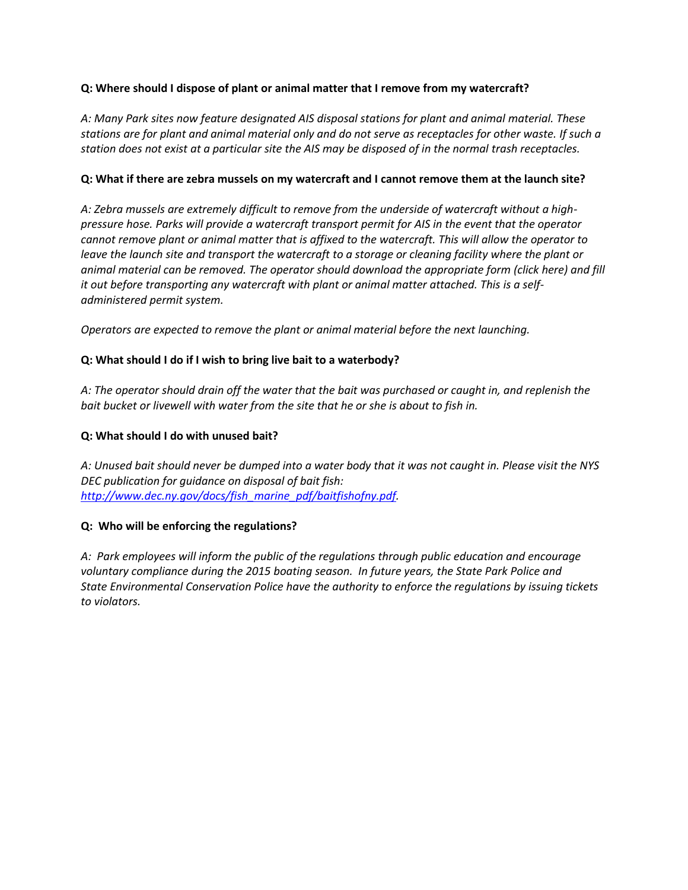**Q: Where should I dispose of plant or animal matter that I remove from my watercraft?**

*A: Many Park sites now feature designated AIS disposal stations for plant and animal material. These stations are for plant and animal material only and do not serve as receptacles for other waste. If such a station does not exist at a particular site the AIS may be disposed of in the normal trash receptacles.*

**Q: What if there are zebra mussels on my watercraft and I cannot remove them at the launch site?**

*A: Zebra mussels are extremely difficult to remove from the underside of watercraft without a high-pressure hose. Parks will provide a watercraft transport permit for AIS in the event that the operator cannot remove plant or animal matter that is affixed to the watercraft. This will allow the operator to leave the launch site and transport the watercraft to a storage or cleaning facility where the plant or animal material can be removed. The operator should download the appropriate form (click here) and fill it out before transporting any watercraft with plant or animal matter attached. This is a self-administered permit system.*

*Operators are expected to remove the plant or animal material before the next launching.*

**Q: What should I do if I wish to bring live bait to a waterbody?**

*A: The operator should drain off the water that the bait was purchased or caught in, and replenish the bait bucket or livewell with water from the site that he or she is about to fish in.*

**Q: What should I do with unused bait?**

*A: Unused bait should never be dumped into a water body that it was not caught in. Please visit the NYS DEC publication for guidance on disposal of bait fish: [http://www.dec.ny.gov/docs/fish_marine_pdf/baitfishofny.pdf](http://www.dec.ny.gov/docs/fish_marine_pdf/baitfishofny.pdf).*

**Q: Who will be enforcing the regulations?**

*A: Park employees will inform the public of the regulations through public education and encourage voluntary compliance during the 2015 boating season. In future years, the State Park Police and State Environmental Conservation Police have the authority to enforce the regulations by issuing tickets to violators.*